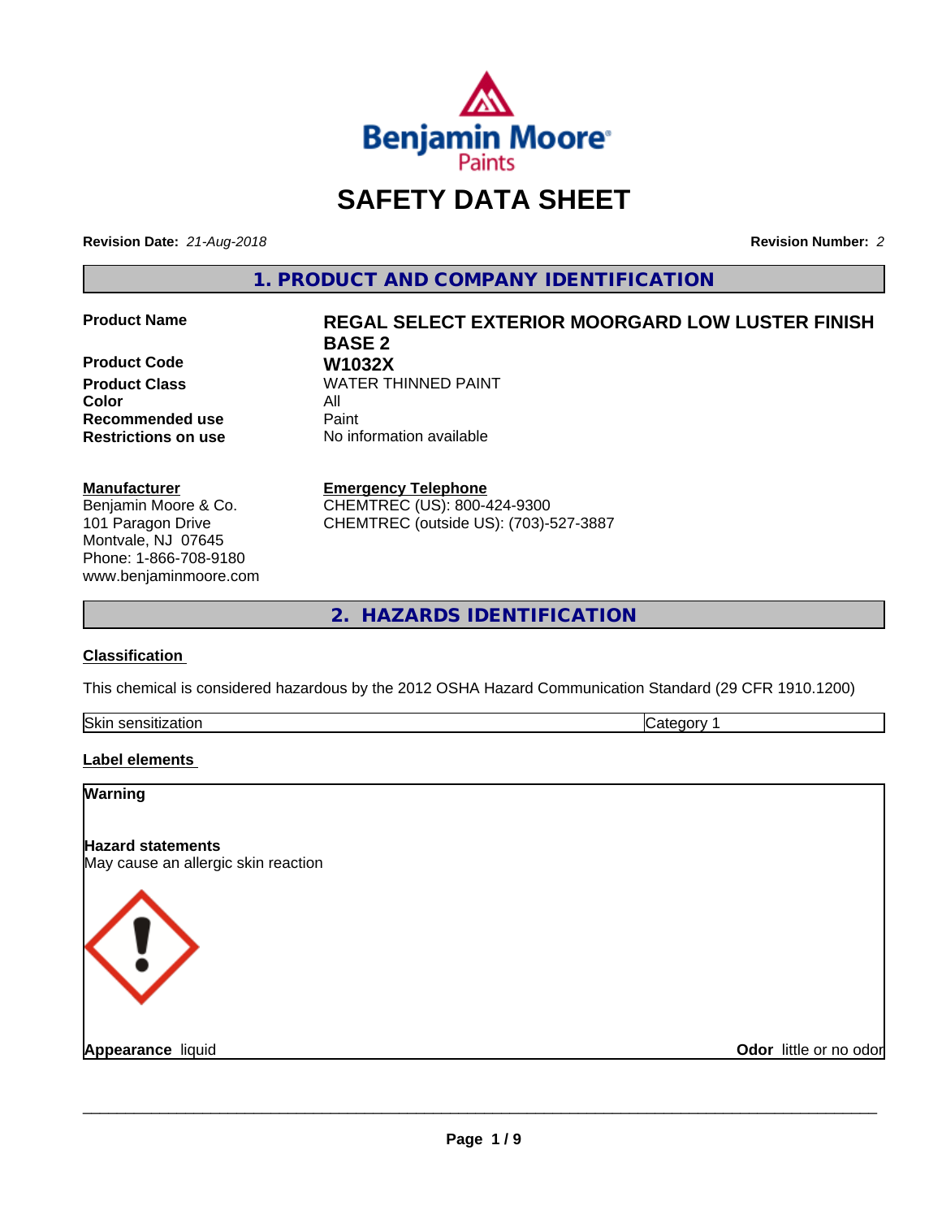# SAFETY DATA SHEET

**Revision Date:** *21-Aug-2018* **Revision Number:** *2*

## 1. PRODUCT AND COMPANY IDENTIFICATION

| | |
|---|---|
| **Product Name** | **REGAL SELECT EXTERIOR MOORGARD LOW LUSTER FINISH BASE 2** |
| **Product Code** | **W1032X** |
| **Product Class** | WATER THINNED PAINT |
| **Color** | All |
| **Recommended use** | Paint |
| **Restrictions on use** | No information available |

**Manufacturer**
Benjamin Moore & Co.
101 Paragon Drive
Montvale, NJ 07645
Phone: 1-866-708-9180
www.benjaminmoore.com

**Emergency Telephone**
CHEMTREC (US): 800-424-9300
CHEMTREC (outside US): (703)-527-3887

## 2. HAZARDS IDENTIFICATION

### Classification

This chemical is considered hazardous by the 2012 OSHA Hazard Communication Standard (29 CFR 1910.1200)

| | |
|---|---|
| Skin sensitization | Category 1 |

### Label elements

**Warning**

**Hazard statements**
May cause an allergic skin reaction

**Appearance** liquid **Odor** little or no odor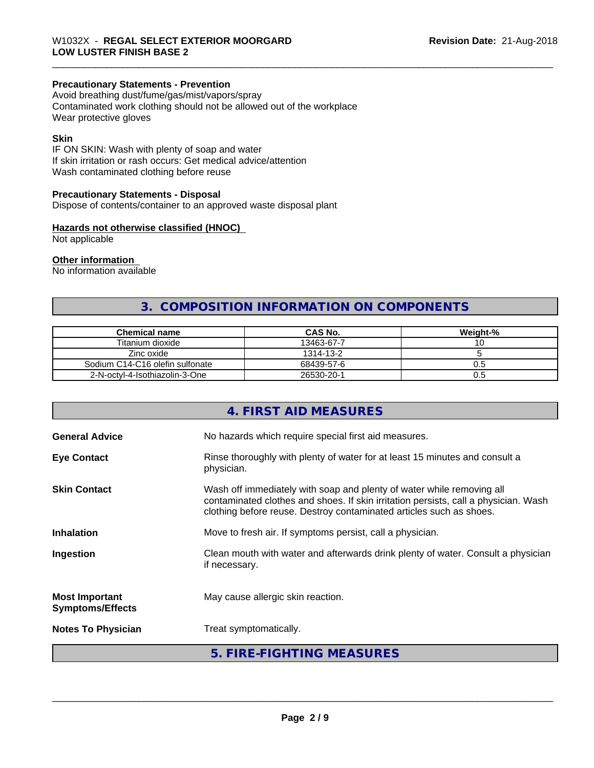**Precautionary Statements - Prevention**
Avoid breathing dust/fume/gas/mist/vapors/spray
Contaminated work clothing should not be allowed out of the workplace
Wear protective gloves

**Skin**
IF ON SKIN: Wash with plenty of soap and water
If skin irritation or rash occurs: Get medical advice/attention
Wash contaminated clothing before reuse

**Precautionary Statements - Disposal**
Dispose of contents/container to an approved waste disposal plant

**Hazards not otherwise classified (HNOC)**
Not applicable

**Other information**
No information available

## 3. COMPOSITION INFORMATION ON COMPONENTS

| Chemical name | CAS No. | Weight-% |
|---|---|---|
| Titanium dioxide | 13463-67-7 | 10 |
| Zinc oxide | 1314-13-2 | 5 |
| Sodium C14-C16 olefin sulfonate | 68439-57-6 | 0.5 |
| 2-N-octyl-4-Isothiazolin-3-One | 26530-20-1 | 0.5 |

## 4. FIRST AID MEASURES

**General Advice**
No hazards which require special first aid measures.

**Eye Contact**
Rinse thoroughly with plenty of water for at least 15 minutes and consult a physician.

**Skin Contact**
Wash off immediately with soap and plenty of water while removing all contaminated clothes and shoes. If skin irritation persists, call a physician. Wash clothing before reuse. Destroy contaminated articles such as shoes.

**Inhalation**
Move to fresh air. If symptoms persist, call a physician.

**Ingestion**
Clean mouth with water and afterwards drink plenty of water. Consult a physician if necessary.

**Most Important Symptoms/Effects**
May cause allergic skin reaction.

**Notes To Physician**
Treat symptomatically.

## 5. FIRE-FIGHTING MEASURES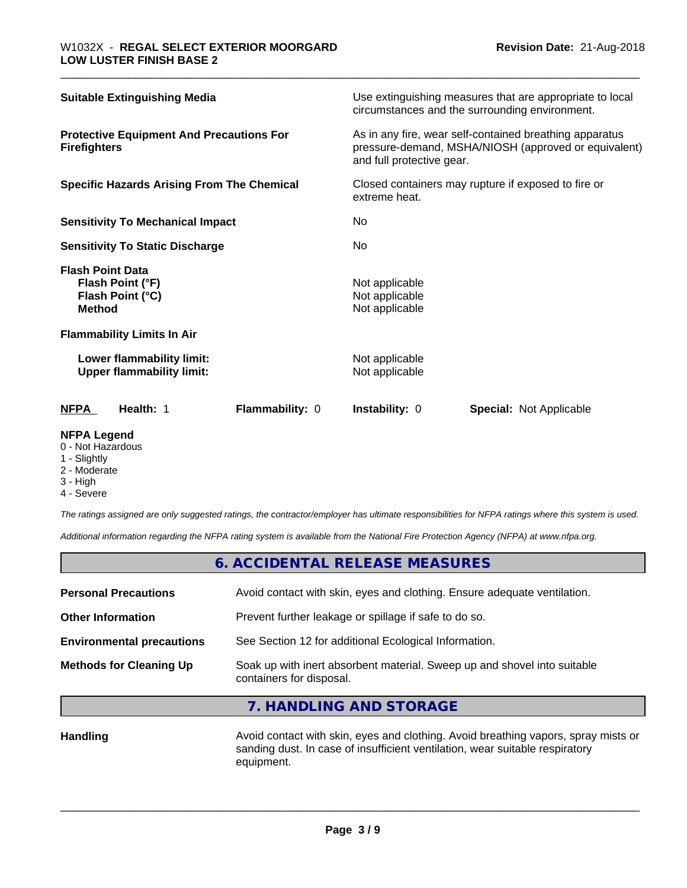| | |
|---|---|
| **Suitable Extinguishing Media** | Use extinguishing measures that are appropriate to local circumstances and the surrounding environment. |
| **Protective Equipment And Precautions For Firefighters** | As in any fire, wear self-contained breathing apparatus pressure-demand, MSHA/NIOSH (approved or equivalent) and full protective gear. |
| **Specific Hazards Arising From The Chemical** | Closed containers may rupture if exposed to fire or extreme heat. |
| **Sensitivity To Mechanical Impact** | No |
| **Sensitivity To Static Discharge** | No |
| **Flash Point Data** | |
| **Flash Point (°F)** | Not applicable |
| **Flash Point (°C)** | Not applicable |
| **Method** | Not applicable |
| **Flammability Limits In Air** | |
| **Lower flammability limit:** | Not applicable |
| **Upper flammability limit:** | Not applicable |

| NFPA | Health: 1 | Flammability: 0 | Instability: 0 | Special: Not Applicable |
|---|---|---|---|---|

**NFPA Legend**
- 0 - Not Hazardous
- 1 - Slightly
- 2 - Moderate
- 3 - High
- 4 - Severe

*The ratings assigned are only suggested ratings, the contractor/employer has ultimate responsibilities for NFPA ratings where this system is used.*

*Additional information regarding the NFPA rating system is available from the National Fire Protection Agency (NFPA) at www.nfpa.org.*

## 6. ACCIDENTAL RELEASE MEASURES

| | |
|---|---|
| **Personal Precautions** | Avoid contact with skin, eyes and clothing. Ensure adequate ventilation. |
| **Other Information** | Prevent further leakage or spillage if safe to do so. |
| **Environmental precautions** | See Section 12 for additional Ecological Information. |
| **Methods for Cleaning Up** | Soak up with inert absorbent material. Sweep up and shovel into suitable containers for disposal. |

## 7. HANDLING AND STORAGE

| | |
|---|---|
| **Handling** | Avoid contact with skin, eyes and clothing. Avoid breathing vapors, spray mists or sanding dust. In case of insufficient ventilation, wear suitable respiratory equipment. |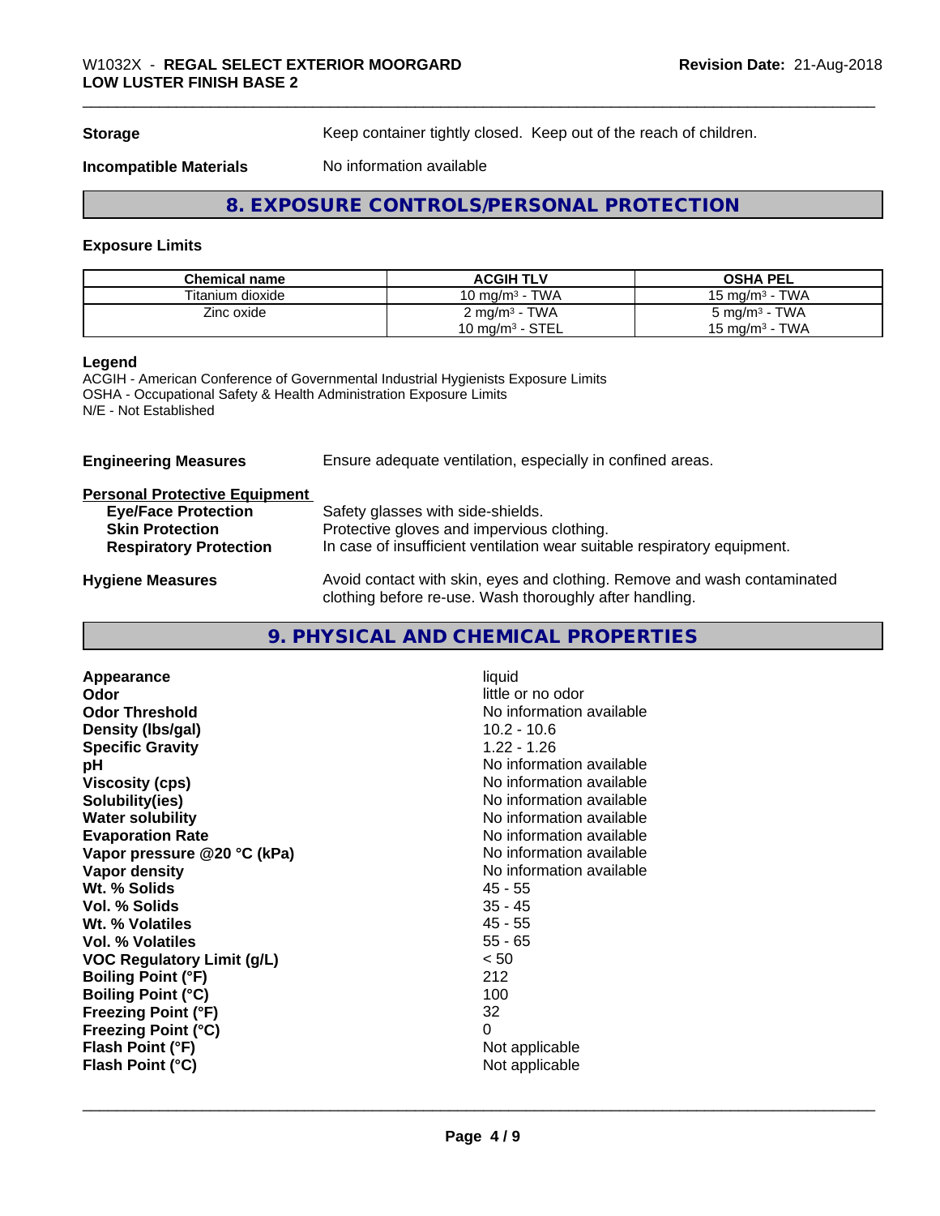| **Storage** | Keep container tightly closed. Keep out of the reach of children. |
|---|---|
| **Incompatible Materials** | No information available |

## 8. EXPOSURE CONTROLS/PERSONAL PROTECTION

### Exposure Limits

| Chemical name | ACGIH TLV | OSHA PEL |
|---|---|---|
| Titanium dioxide | 10 mg/m³ - TWA | 15 mg/m³ - TWA |
| Zinc oxide | 2 mg/m³ - TWA<br>10 mg/m³ - STEL | 5 mg/m³ - TWA<br>15 mg/m³ - TWA |

**Legend**
ACGIH - American Conference of Governmental Industrial Hygienists Exposure Limits
OSHA - Occupational Safety & Health Administration Exposure Limits
N/E - Not Established

**Engineering Measures**: Ensure adequate ventilation, especially in confined areas.

**Personal Protective Equipment**

- **Eye/Face Protection**: Safety glasses with side-shields.
- **Skin Protection**: Protective gloves and impervious clothing.
- **Respiratory Protection**: In case of insufficient ventilation wear suitable respiratory equipment.

**Hygiene Measures**: Avoid contact with skin, eyes and clothing. Remove and wash contaminated clothing before re-use. Wash thoroughly after handling.

## 9. PHYSICAL AND CHEMICAL PROPERTIES

| Property | Value |
|---|---|
| **Appearance** | liquid |
| **Odor** | little or no odor |
| **Odor Threshold** | No information available |
| **Density (lbs/gal)** | 10.2 - 10.6 |
| **Specific Gravity** | 1.22 - 1.26 |
| **pH** | No information available |
| **Viscosity (cps)** | No information available |
| **Solubility(ies)** | No information available |
| **Water solubility** | No information available |
| **Evaporation Rate** | No information available |
| **Vapor pressure @20 °C (kPa)** | No information available |
| **Vapor density** | No information available |
| **Wt. % Solids** | 45 - 55 |
| **Vol. % Solids** | 35 - 45 |
| **Wt. % Volatiles** | 45 - 55 |
| **Vol. % Volatiles** | 55 - 65 |
| **VOC Regulatory Limit (g/L)** | < 50 |
| **Boiling Point (°F)** | 212 |
| **Boiling Point (°C)** | 100 |
| **Freezing Point (°F)** | 32 |
| **Freezing Point (°C)** | 0 |
| **Flash Point (°F)** | Not applicable |
| **Flash Point (°C)** | Not applicable |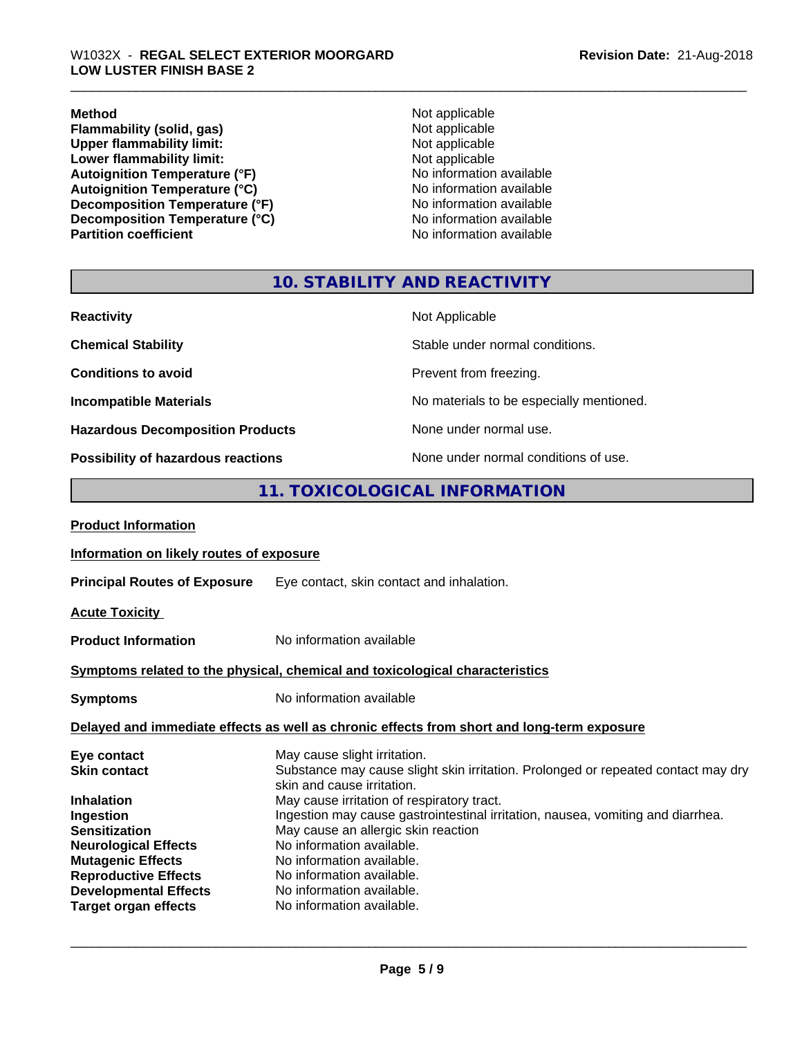| | |
|---|---|
| **Method** | Not applicable |
| **Flammability (solid, gas)** | Not applicable |
| **Upper flammability limit:** | Not applicable |
| **Lower flammability limit:** | Not applicable |
| **Autoignition Temperature (°F)** | No information available |
| **Autoignition Temperature (°C)** | No information available |
| **Decomposition Temperature (°F)** | No information available |
| **Decomposition Temperature (°C)** | No information available |
| **Partition coefficient** | No information available |

## 10. STABILITY AND REACTIVITY

| | |
|---|---|
| **Reactivity** | Not Applicable |
| **Chemical Stability** | Stable under normal conditions. |
| **Conditions to avoid** | Prevent from freezing. |
| **Incompatible Materials** | No materials to be especially mentioned. |
| **Hazardous Decomposition Products** | None under normal use. |
| **Possibility of hazardous reactions** | None under normal conditions of use. |

## 11. TOXICOLOGICAL INFORMATION

**Product Information**

**Information on likely routes of exposure**

**Principal Routes of Exposure** Eye contact, skin contact and inhalation.

**Acute Toxicity**

**Product Information** No information available

**Symptoms related to the physical, chemical and toxicological characteristics**

**Symptoms** No information available

**Delayed and immediate effects as well as chronic effects from short and long-term exposure**

| | |
|---|---|
| **Eye contact** | May cause slight irritation. |
| **Skin contact** | Substance may cause slight skin irritation. Prolonged or repeated contact may dry skin and cause irritation. |
| **Inhalation** | May cause irritation of respiratory tract. |
| **Ingestion** | Ingestion may cause gastrointestinal irritation, nausea, vomiting and diarrhea. |
| **Sensitization** | May cause an allergic skin reaction |
| **Neurological Effects** | No information available. |
| **Mutagenic Effects** | No information available. |
| **Reproductive Effects** | No information available. |
| **Developmental Effects** | No information available. |
| **Target organ effects** | No information available. |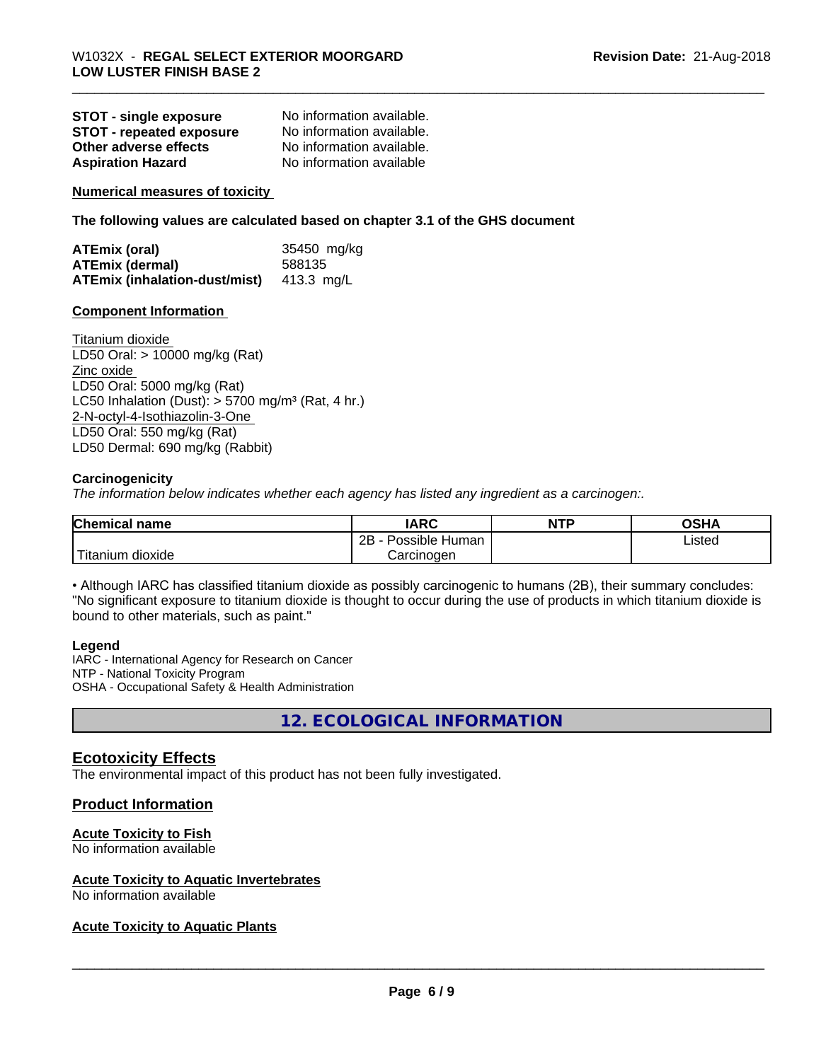| | |
|---|---|
| **STOT - single exposure** | No information available. |
| **STOT - repeated exposure** | No information available. |
| **Other adverse effects** | No information available. |
| **Aspiration Hazard** | No information available |

**Numerical measures of toxicity**

**The following values are calculated based on chapter 3.1 of the GHS document**

| | |
|---|---|
| **ATEmix (oral)** | 35450 mg/kg |
| **ATEmix (dermal)** | 588135 |
| **ATEmix (inhalation-dust/mist)** | 413.3 mg/L |

**Component Information**

Titanium dioxide
LD50 Oral: > 10000 mg/kg (Rat)
Zinc oxide
LD50 Oral: 5000 mg/kg (Rat)
LC50 Inhalation (Dust): > 5700 mg/m³ (Rat, 4 hr.)
2-N-octyl-4-Isothiazolin-3-One
LD50 Oral: 550 mg/kg (Rat)
LD50 Dermal: 690 mg/kg (Rabbit)

**Carcinogenicity**

*The information below indicates whether each agency has listed any ingredient as a carcinogen:.*

| Chemical name | IARC | NTP | OSHA |
|---|---|---|---|
| Titanium dioxide | 2B - Possible Human Carcinogen | | Listed |

• Although IARC has classified titanium dioxide as possibly carcinogenic to humans (2B), their summary concludes: "No significant exposure to titanium dioxide is thought to occur during the use of products in which titanium dioxide is bound to other materials, such as paint."

**Legend**

IARC - International Agency for Research on Cancer
NTP - National Toxicity Program
OSHA - Occupational Safety & Health Administration

## 12. ECOLOGICAL INFORMATION

### Ecotoxicity Effects

The environmental impact of this product has not been fully investigated.

### Product Information

**Acute Toxicity to Fish**
No information available

**Acute Toxicity to Aquatic Invertebrates**
No information available

**Acute Toxicity to Aquatic Plants**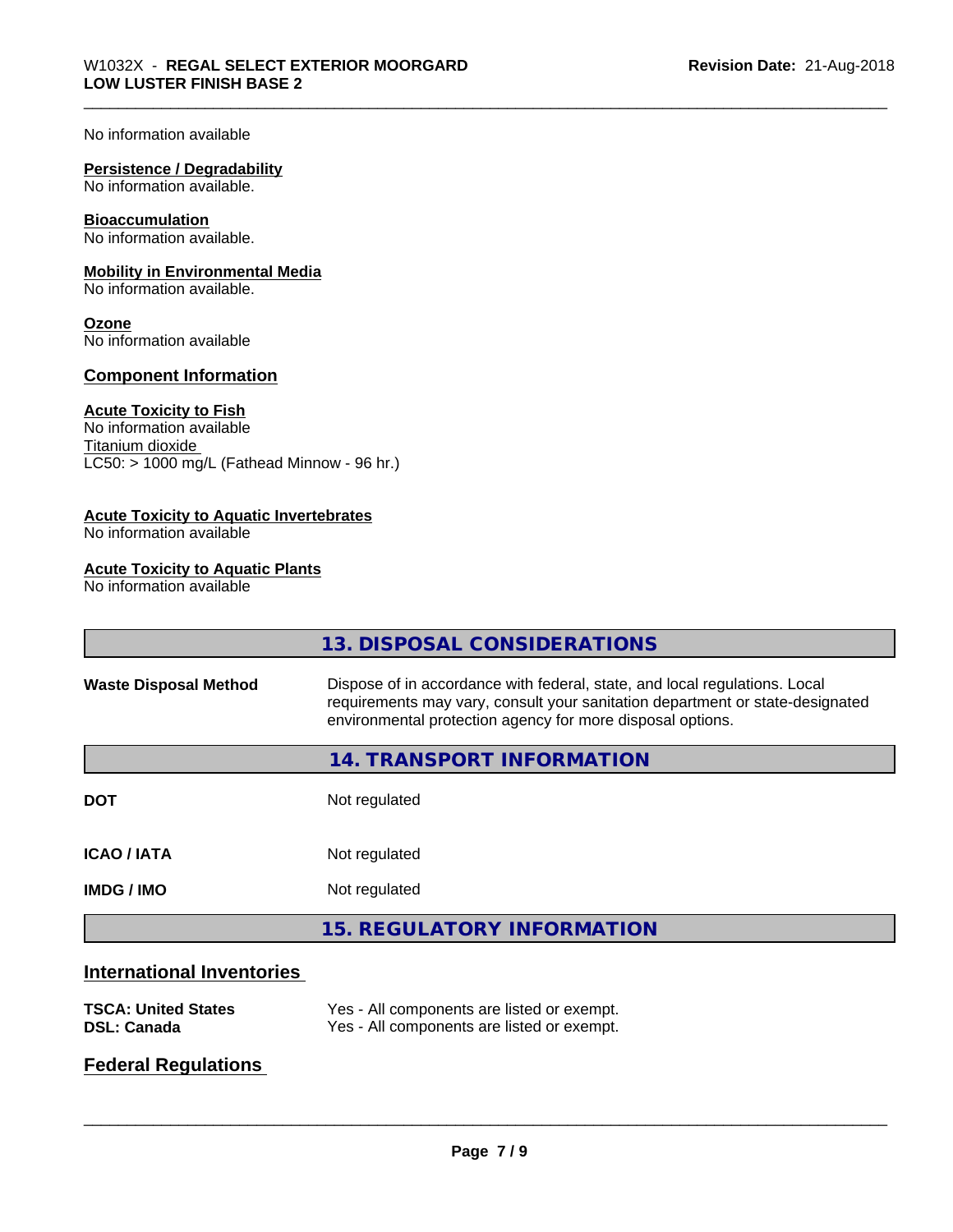No information available

**Persistence / Degradability**
No information available.

**Bioaccumulation**
No information available.

**Mobility in Environmental Media**
No information available.

**Ozone**
No information available

## Component Information

**Acute Toxicity to Fish**
No information available
Titanium dioxide
LC50: > 1000 mg/L (Fathead Minnow - 96 hr.)

**Acute Toxicity to Aquatic Invertebrates**
No information available

**Acute Toxicity to Aquatic Plants**
No information available

## 13. DISPOSAL CONSIDERATIONS

| | |
|---|---|
| **Waste Disposal Method** | Dispose of in accordance with federal, state, and local regulations. Local requirements may vary, consult your sanitation department or state-designated environmental protection agency for more disposal options. |

## 14. TRANSPORT INFORMATION

| | |
|---|---|
| **DOT** | Not regulated |
| **ICAO / IATA** | Not regulated |
| **IMDG / IMO** | Not regulated |

## 15. REGULATORY INFORMATION

## International Inventories

| | |
|---|---|
| **TSCA: United States** | Yes - All components are listed or exempt. |
| **DSL: Canada** | Yes - All components are listed or exempt. |

## Federal Regulations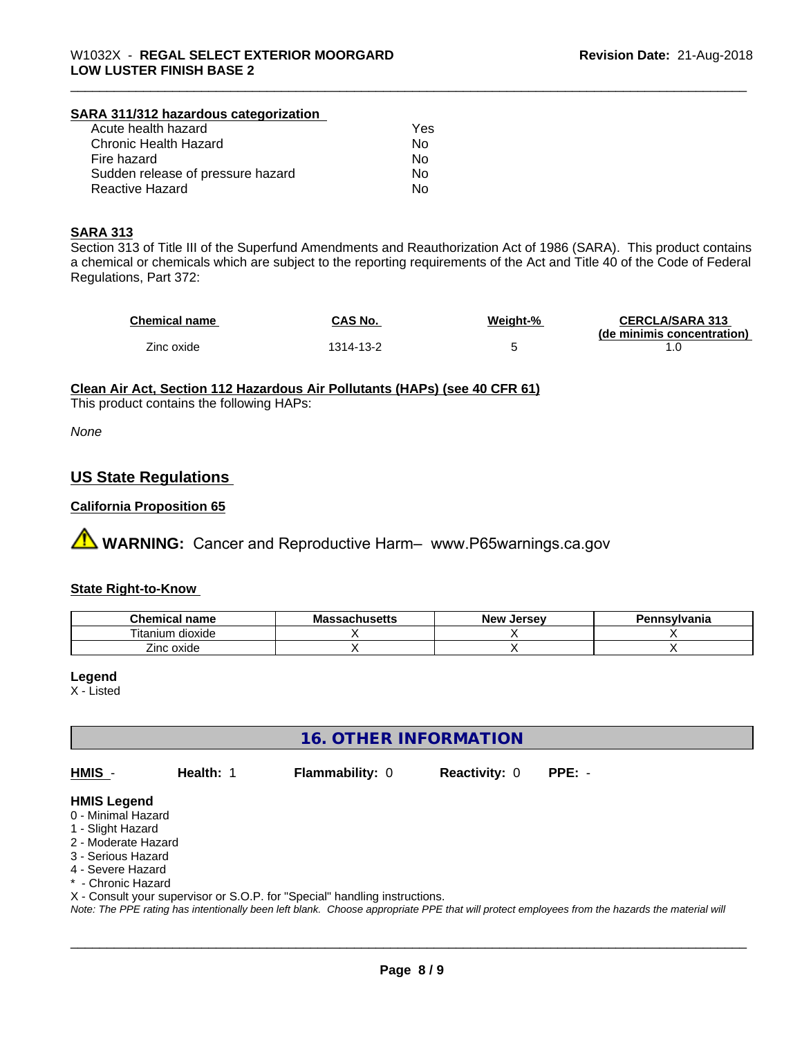**SARA 311/312 hazardous categorization**

| | |
|---|---|
| Acute health hazard | Yes |
| Chronic Health Hazard | No |
| Fire hazard | No |
| Sudden release of pressure hazard | No |
| Reactive Hazard | No |

**SARA 313**

Section 313 of Title III of the Superfund Amendments and Reauthorization Act of 1986 (SARA). This product contains a chemical or chemicals which are subject to the reporting requirements of the Act and Title 40 of the Code of Federal Regulations, Part 372:

| Chemical name | CAS No. | Weight-% | CERCLA/SARA 313 (de minimis concentration) |
|---|---|---|---|
| Zinc oxide | 1314-13-2 | 5 | 1.0 |

**Clean Air Act, Section 112 Hazardous Air Pollutants (HAPs) (see 40 CFR 61)**

This product contains the following HAPs:

*None*

## US State Regulations

**California Proposition 65**

⚠ **WARNING:** Cancer and Reproductive Harm– www.P65warnings.ca.gov

**State Right-to-Know**

| Chemical name | Massachusetts | New Jersey | Pennsylvania |
|---|---|---|---|
| Titanium dioxide | X | X | X |
| Zinc oxide | X | X | X |

**Legend**

X - Listed

## 16. OTHER INFORMATION

**HMIS** - **Health:** 1 **Flammability:** 0 **Reactivity:** 0 **PPE:** -

**HMIS Legend**

0 - Minimal Hazard
1 - Slight Hazard
2 - Moderate Hazard
3 - Serious Hazard
4 - Severe Hazard
* - Chronic Hazard
X - Consult your supervisor or S.O.P. for "Special" handling instructions.

*Note: The PPE rating has intentionally been left blank. Choose appropriate PPE that will protect employees from the hazards the material will*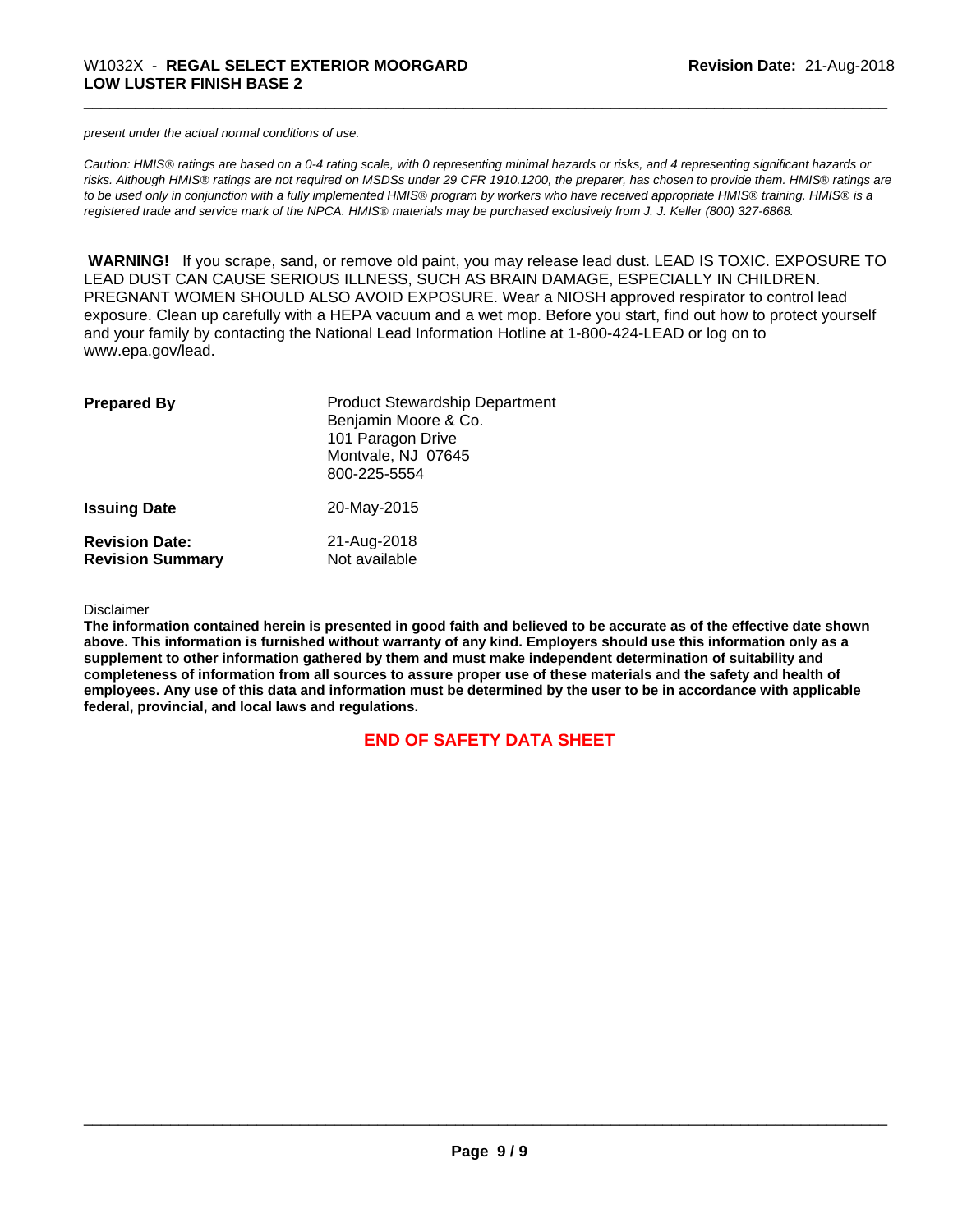*present under the actual normal conditions of use.*

*Caution: HMIS® ratings are based on a 0-4 rating scale, with 0 representing minimal hazards or risks, and 4 representing significant hazards or risks. Although HMIS® ratings are not required on MSDSs under 29 CFR 1910.1200, the preparer, has chosen to provide them. HMIS® ratings are to be used only in conjunction with a fully implemented HMIS® program by workers who have received appropriate HMIS® training. HMIS® is a registered trade and service mark of the NPCA. HMIS® materials may be purchased exclusively from J. J. Keller (800) 327-6868.*

**WARNING!** If you scrape, sand, or remove old paint, you may release lead dust. LEAD IS TOXIC. EXPOSURE TO LEAD DUST CAN CAUSE SERIOUS ILLNESS, SUCH AS BRAIN DAMAGE, ESPECIALLY IN CHILDREN. PREGNANT WOMEN SHOULD ALSO AVOID EXPOSURE. Wear a NIOSH approved respirator to control lead exposure. Clean up carefully with a HEPA vacuum and a wet mop. Before you start, find out how to protect yourself and your family by contacting the National Lead Information Hotline at 1-800-424-LEAD or log on to www.epa.gov/lead.

| | |
|---|---|
| **Prepared By** | Product Stewardship Department<br>Benjamin Moore & Co.<br>101 Paragon Drive<br>Montvale, NJ 07645<br>800-225-5554 |
| **Issuing Date** | 20-May-2015 |
| **Revision Date:** | 21-Aug-2018 |
| **Revision Summary** | Not available |

Disclaimer

**The information contained herein is presented in good faith and believed to be accurate as of the effective date shown above. This information is furnished without warranty of any kind. Employers should use this information only as a supplement to other information gathered by them and must make independent determination of suitability and completeness of information from all sources to assure proper use of these materials and the safety and health of employees. Any use of this data and information must be determined by the user to be in accordance with applicable federal, provincial, and local laws and regulations.**

**END OF SAFETY DATA SHEET**